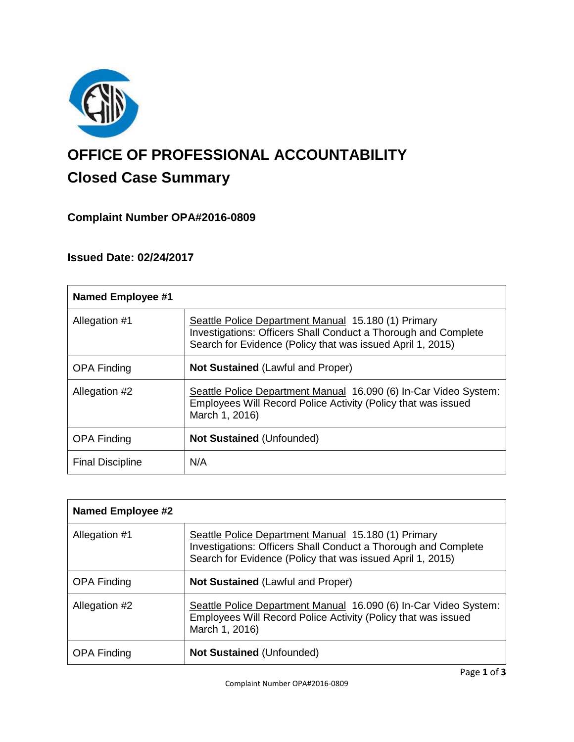# OFFICE OF PROFESSIONAL ACCOUNTABILITY

## Closed Case Summary

### Complaint Number OPA#2016-0809

### Issued Date: 02/24/2017

| **Named Employee #1** | |
|---|---|
| Allegation #1 | Seattle Police Department Manual 15.180 (1) Primary Investigations: Officers Shall Conduct a Thorough and Complete Search for Evidence (Policy that was issued April 1, 2015) |
| OPA Finding | **Not Sustained** (Lawful and Proper) |
| Allegation #2 | Seattle Police Department Manual 16.090 (6) In-Car Video System: Employees Will Record Police Activity (Policy that was issued March 1, 2016) |
| OPA Finding | **Not Sustained** (Unfounded) |
| Final Discipline | N/A |

| **Named Employee #2** | |
|---|---|
| Allegation #1 | Seattle Police Department Manual 15.180 (1) Primary Investigations: Officers Shall Conduct a Thorough and Complete Search for Evidence (Policy that was issued April 1, 2015) |
| OPA Finding | **Not Sustained** (Lawful and Proper) |
| Allegation #2 | Seattle Police Department Manual 16.090 (6) In-Car Video System: Employees Will Record Police Activity (Policy that was issued March 1, 2016) |
| OPA Finding | **Not Sustained** (Unfounded) |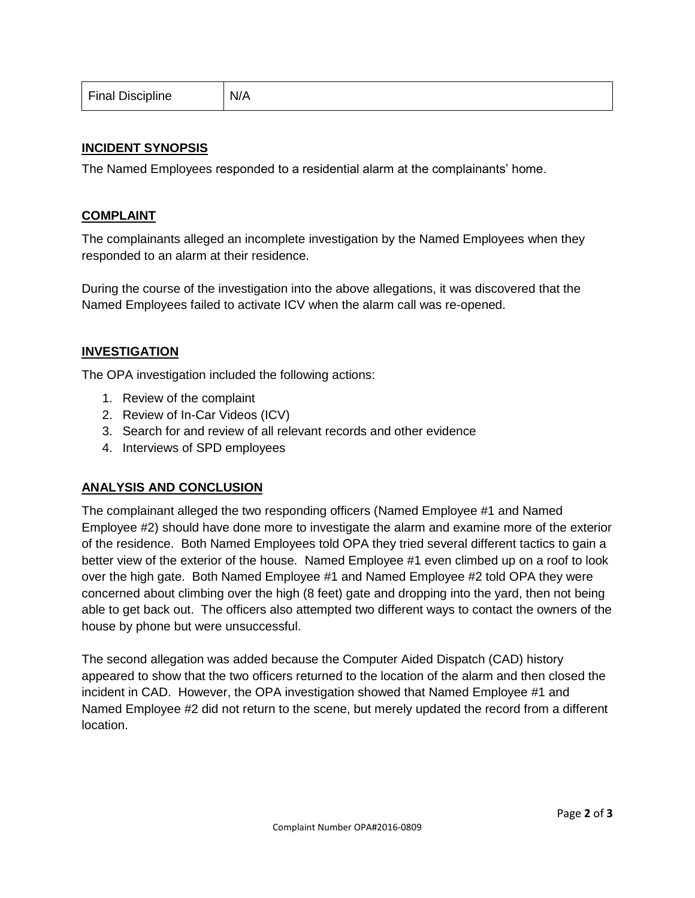| Final Discipline | N/A |
| --- | --- |

## INCIDENT SYNOPSIS

The Named Employees responded to a residential alarm at the complainants' home.

## COMPLAINT

The complainants alleged an incomplete investigation by the Named Employees when they responded to an alarm at their residence.

During the course of the investigation into the above allegations, it was discovered that the Named Employees failed to activate ICV when the alarm call was re-opened.

## INVESTIGATION

The OPA investigation included the following actions:

1. Review of the complaint
2. Review of In-Car Videos (ICV)
3. Search for and review of all relevant records and other evidence
4. Interviews of SPD employees

## ANALYSIS AND CONCLUSION

The complainant alleged the two responding officers (Named Employee #1 and Named Employee #2) should have done more to investigate the alarm and examine more of the exterior of the residence. Both Named Employees told OPA they tried several different tactics to gain a better view of the exterior of the house. Named Employee #1 even climbed up on a roof to look over the high gate. Both Named Employee #1 and Named Employee #2 told OPA they were concerned about climbing over the high (8 feet) gate and dropping into the yard, then not being able to get back out. The officers also attempted two different ways to contact the owners of the house by phone but were unsuccessful.

The second allegation was added because the Computer Aided Dispatch (CAD) history appeared to show that the two officers returned to the location of the alarm and then closed the incident in CAD. However, the OPA investigation showed that Named Employee #1 and Named Employee #2 did not return to the scene, but merely updated the record from a different location.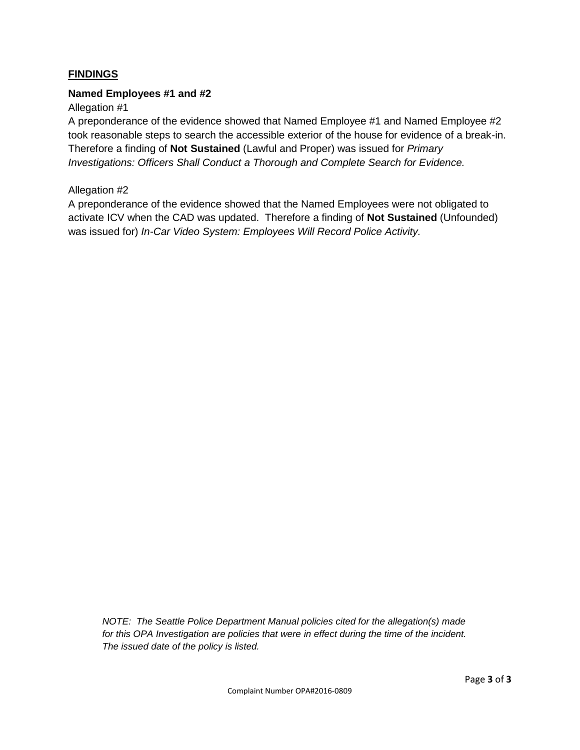## FINDINGS

### Named Employees #1 and #2

Allegation #1

A preponderance of the evidence showed that Named Employee #1 and Named Employee #2 took reasonable steps to search the accessible exterior of the house for evidence of a break-in. Therefore a finding of **Not Sustained** (Lawful and Proper) was issued for *Primary Investigations: Officers Shall Conduct a Thorough and Complete Search for Evidence.*

Allegation #2

A preponderance of the evidence showed that the Named Employees were not obligated to activate ICV when the CAD was updated. Therefore a finding of **Not Sustained** (Unfounded) was issued for) *In-Car Video System: Employees Will Record Police Activity.*

*NOTE: The Seattle Police Department Manual policies cited for the allegation(s) made for this OPA Investigation are policies that were in effect during the time of the incident. The issued date of the policy is listed.*

Complaint Number OPA#2016-0809